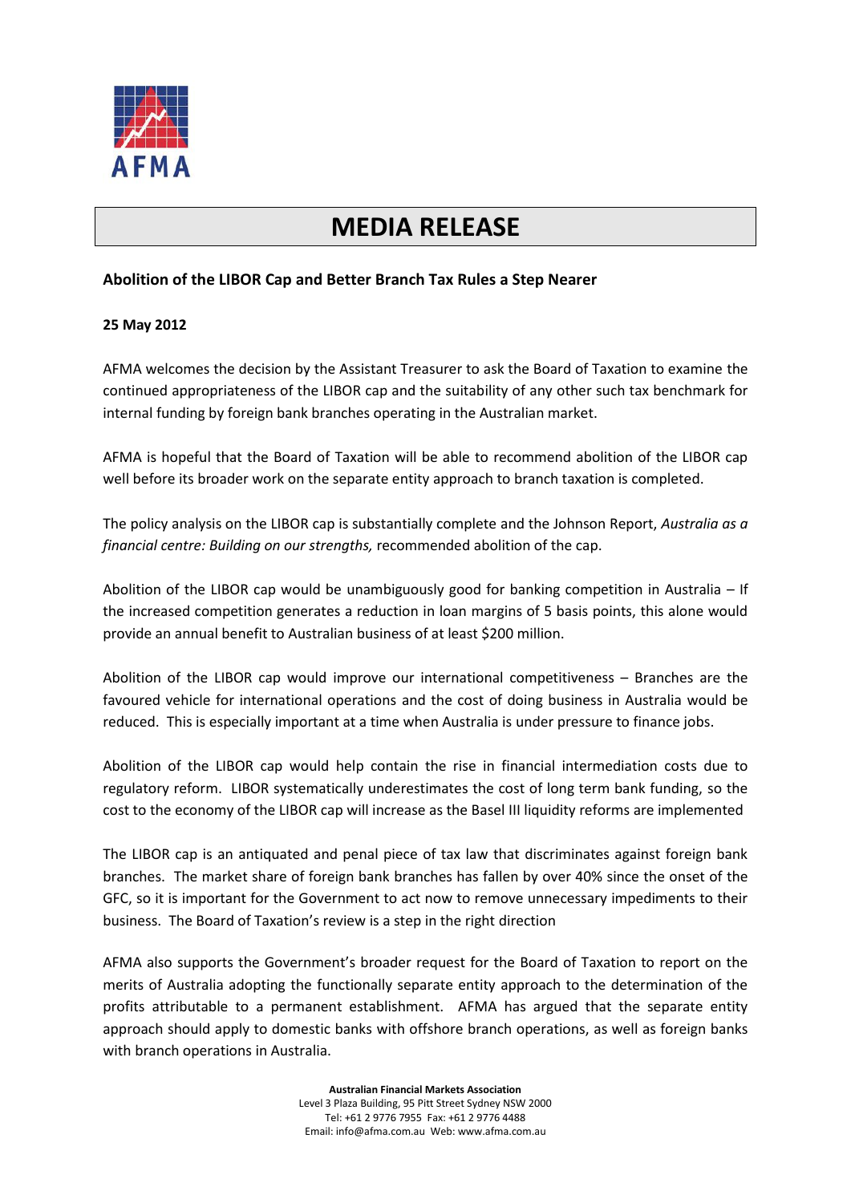AFMA

# MEDIA RELEASE

**Abolition of the LIBOR Cap and Better Branch Tax Rules a Step Nearer**

**25 May 2012**

AFMA welcomes the decision by the Assistant Treasurer to ask the Board of Taxation to examine the continued appropriateness of the LIBOR cap and the suitability of any other such tax benchmark for internal funding by foreign bank branches operating in the Australian market.

AFMA is hopeful that the Board of Taxation will be able to recommend abolition of the LIBOR cap well before its broader work on the separate entity approach to branch taxation is completed.

The policy analysis on the LIBOR cap is substantially complete and the Johnson Report, *Australia as a financial centre: Building on our strengths,* recommended abolition of the cap.

Abolition of the LIBOR cap would be unambiguously good for banking competition in Australia – If the increased competition generates a reduction in loan margins of 5 basis points, this alone would provide an annual benefit to Australian business of at least $200 million.

Abolition of the LIBOR cap would improve our international competitiveness – Branches are the favoured vehicle for international operations and the cost of doing business in Australia would be reduced. This is especially important at a time when Australia is under pressure to finance jobs.

Abolition of the LIBOR cap would help contain the rise in financial intermediation costs due to regulatory reform. LIBOR systematically underestimates the cost of long term bank funding, so the cost to the economy of the LIBOR cap will increase as the Basel III liquidity reforms are implemented

The LIBOR cap is an antiquated and penal piece of tax law that discriminates against foreign bank branches. The market share of foreign bank branches has fallen by over 40% since the onset of the GFC, so it is important for the Government to act now to remove unnecessary impediments to their business. The Board of Taxation's review is a step in the right direction

AFMA also supports the Government's broader request for the Board of Taxation to report on the merits of Australia adopting the functionally separate entity approach to the determination of the profits attributable to a permanent establishment. AFMA has argued that the separate entity approach should apply to domestic banks with offshore branch operations, as well as foreign banks with branch operations in Australia.

**Australian Financial Markets Association**
Level 3 Plaza Building, 95 Pitt Street Sydney NSW 2000
Tel: +61 2 9776 7955 Fax: +61 2 9776 4488
Email: info@afma.com.au Web: www.afma.com.au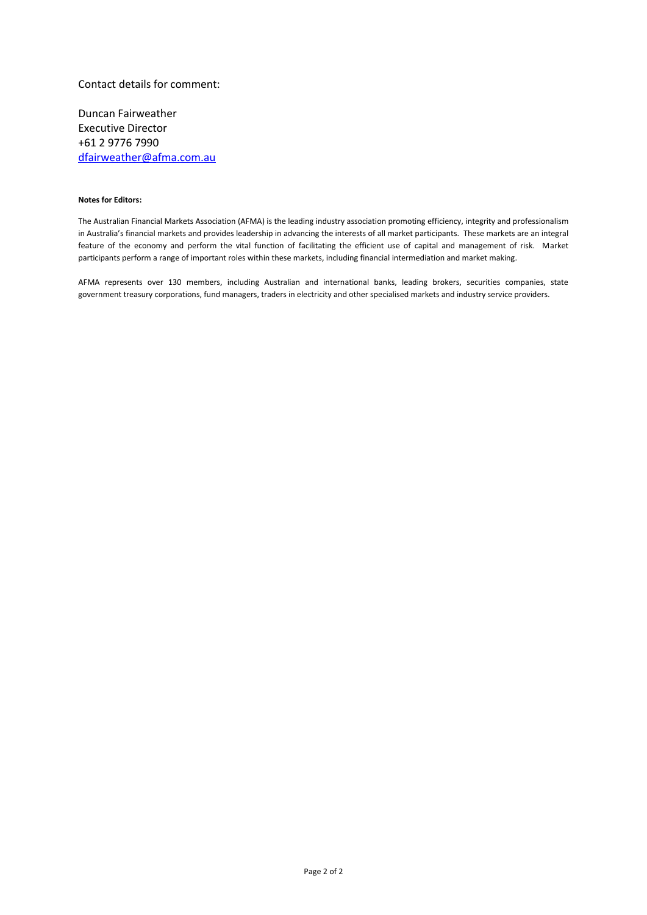Contact details for comment:

Duncan Fairweather
Executive Director
+61 2 9776 7990
dfairweather@afma.com.au

**Notes for Editors:**

The Australian Financial Markets Association (AFMA) is the leading industry association promoting efficiency, integrity and professionalism in Australia's financial markets and provides leadership in advancing the interests of all market participants. These markets are an integral feature of the economy and perform the vital function of facilitating the efficient use of capital and management of risk. Market participants perform a range of important roles within these markets, including financial intermediation and market making.

AFMA represents over 130 members, including Australian and international banks, leading brokers, securities companies, state government treasury corporations, fund managers, traders in electricity and other specialised markets and industry service providers.